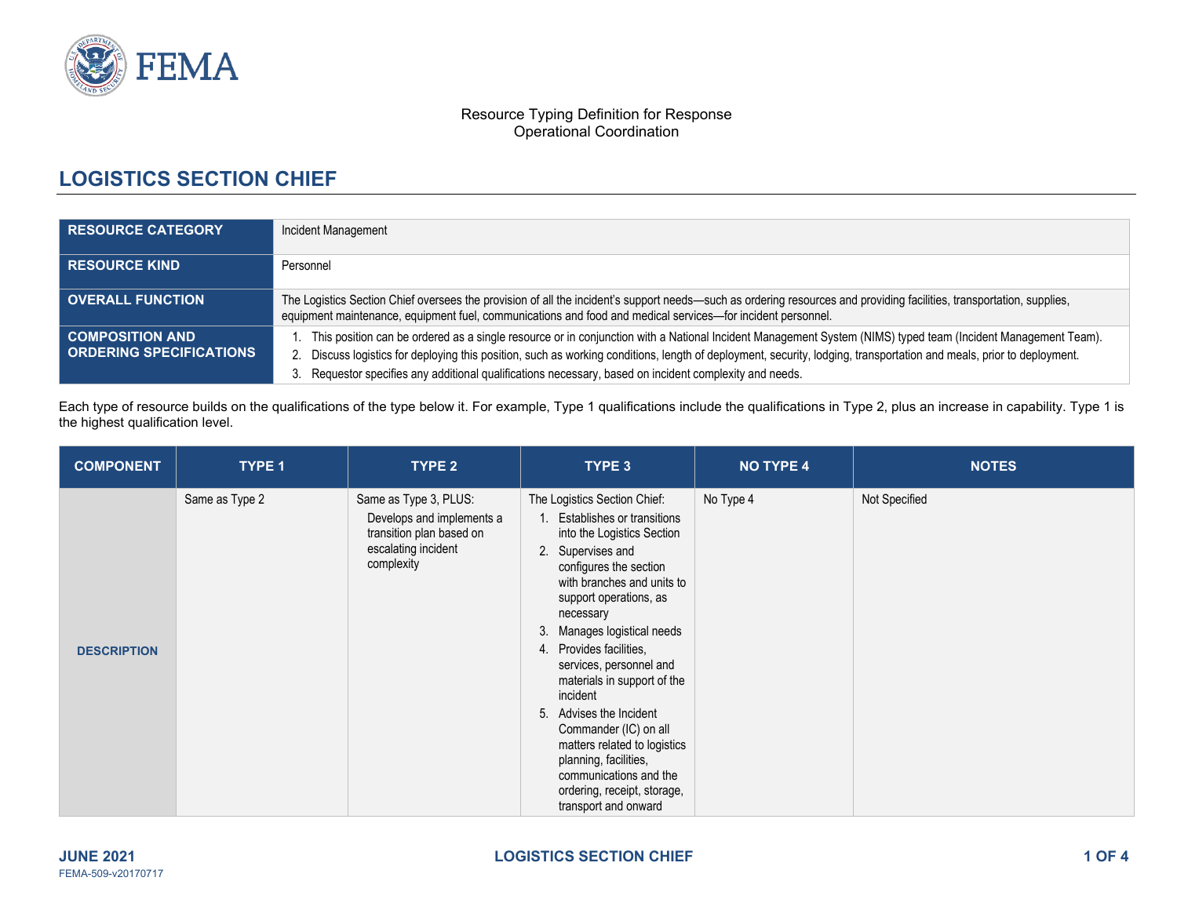Resource Typing Definition for Response
Operational Coordination

# LOGISTICS SECTION CHIEF

| | |
|---|---|
| **RESOURCE CATEGORY** | Incident Management |
| **RESOURCE KIND** | Personnel |
| **OVERALL FUNCTION** | The Logistics Section Chief oversees the provision of all the incident's support needs—such as ordering resources and providing facilities, transportation, supplies, equipment maintenance, equipment fuel, communications and food and medical services—for incident personnel. |
| **COMPOSITION AND ORDERING SPECIFICATIONS** | 1. This position can be ordered as a single resource or in conjunction with a National Incident Management System (NIMS) typed team (Incident Management Team).<br>2. Discuss logistics for deploying this position, such as working conditions, length of deployment, security, lodging, transportation and meals, prior to deployment.<br>3. Requestor specifies any additional qualifications necessary, based on incident complexity and needs. |

Each type of resource builds on the qualifications of the type below it. For example, Type 1 qualifications include the qualifications in Type 2, plus an increase in capability. Type 1 is the highest qualification level.

| COMPONENT | TYPE 1 | TYPE 2 | TYPE 3 | NO TYPE 4 | NOTES |
|---|---|---|---|---|---|
| **DESCRIPTION** | Same as Type 2 | Same as Type 3, PLUS:<br>Develops and implements a transition plan based on escalating incident complexity | The Logistics Section Chief:<br>1. Establishes or transitions into the Logistics Section<br>2. Supervises and configures the section with branches and units to support operations, as necessary<br>3. Manages logistical needs<br>4. Provides facilities, services, personnel and materials in support of the incident<br>5. Advises the Incident Commander (IC) on all matters related to logistics planning, facilities, communications and the ordering, receipt, storage, transport and onward | No Type 4 | Not Specified |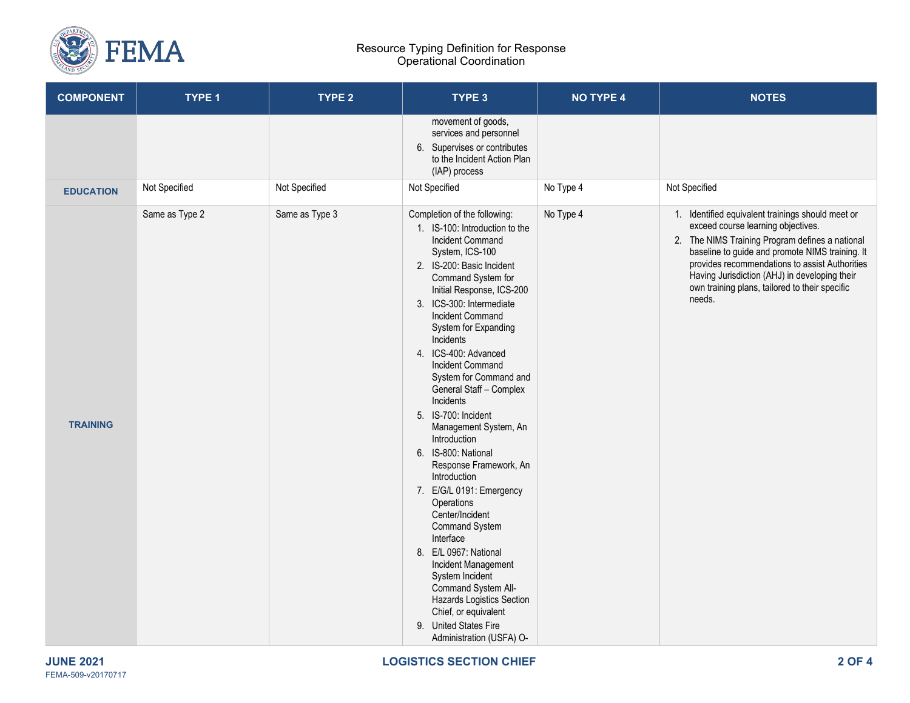| COMPONENT | TYPE 1 | TYPE 2 | TYPE 3 | NO TYPE 4 | NOTES |
|---|---|---|---|---|---|
| | | | movement of goods, services and personnel<br>6. Supervises or contributes to the Incident Action Plan (IAP) process | | |
| EDUCATION | Not Specified | Not Specified | Not Specified | No Type 4 | Not Specified |
| TRAINING | Same as Type 2 | Same as Type 3 | Completion of the following:<br>1. IS-100: Introduction to the Incident Command System, ICS-100<br>2. IS-200: Basic Incident Command System for Initial Response, ICS-200<br>3. ICS-300: Intermediate Incident Command System for Expanding Incidents<br>4. ICS-400: Advanced Incident Command System for Command and General Staff – Complex Incidents<br>5. IS-700: Incident Management System, An Introduction<br>6. IS-800: National Response Framework, An Introduction<br>7. E/G/L 0191: Emergency Operations Center/Incident Command System Interface<br>8. E/L 0967: National Incident Management System Incident Command System All-Hazards Logistics Section Chief, or equivalent<br>9. United States Fire Administration (USFA) O- | No Type 4 | 1. Identified equivalent trainings should meet or exceed course learning objectives.<br>2. The NIMS Training Program defines a national baseline to guide and promote NIMS training. It provides recommendations to assist Authorities Having Jurisdiction (AHJ) in developing their own training plans, tailored to their specific needs. |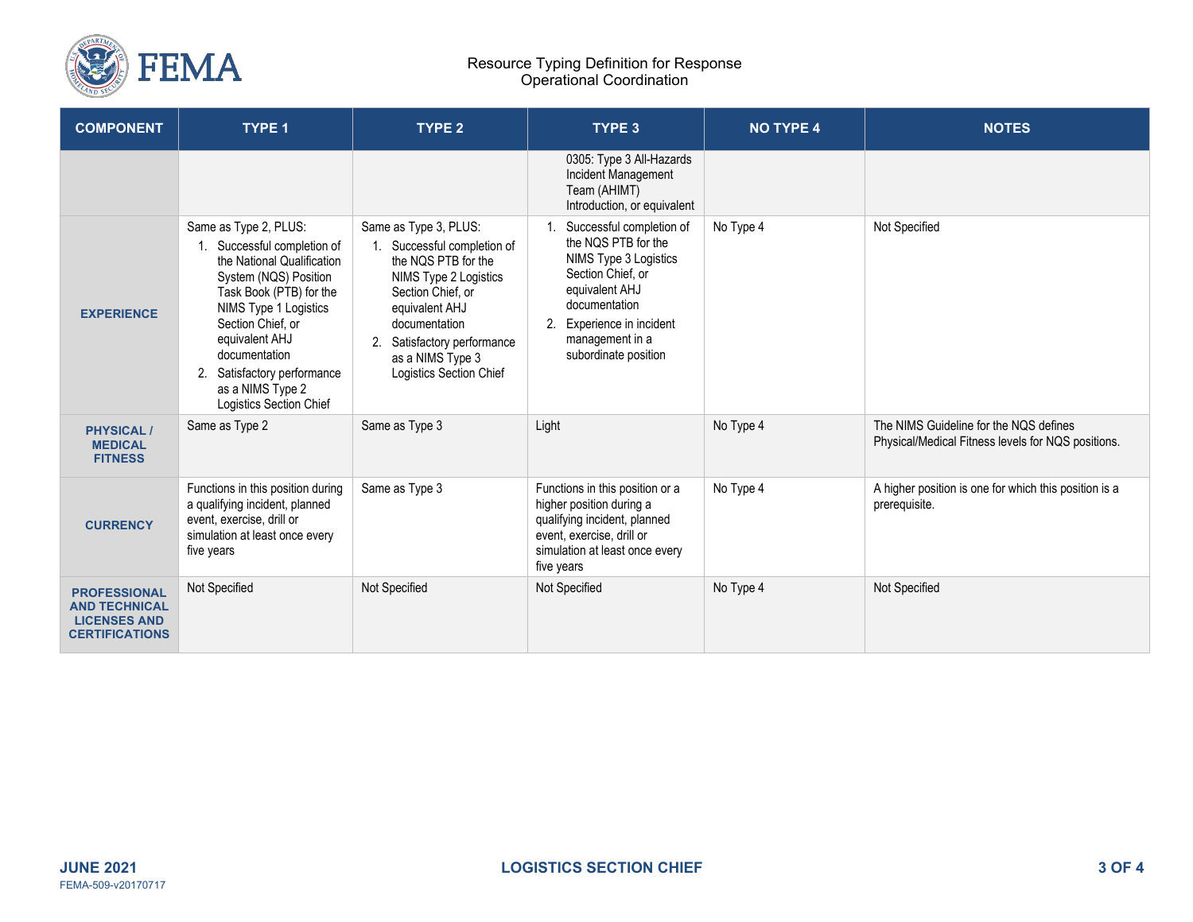| COMPONENT | TYPE 1 | TYPE 2 | TYPE 3 | NO TYPE 4 | NOTES |
|---|---|---|---|---|---|
| | | | 0305: Type 3 All-Hazards Incident Management Team (AHIMT) Introduction, or equivalent | | |
| **EXPERIENCE** | Same as Type 2, PLUS:<br>1. Successful completion of the National Qualification System (NQS) Position Task Book (PTB) for the NIMS Type 1 Logistics Section Chief, or equivalent AHJ documentation<br>2. Satisfactory performance as a NIMS Type 2 Logistics Section Chief | Same as Type 3, PLUS:<br>1. Successful completion of the NQS PTB for the NIMS Type 2 Logistics Section Chief, or equivalent AHJ documentation<br>2. Satisfactory performance as a NIMS Type 3 Logistics Section Chief | 1. Successful completion of the NQS PTB for the NIMS Type 3 Logistics Section Chief, or equivalent AHJ documentation<br>2. Experience in incident management in a subordinate position | No Type 4 | Not Specified |
| **PHYSICAL / MEDICAL FITNESS** | Same as Type 2 | Same as Type 3 | Light | No Type 4 | The NIMS Guideline for the NQS defines Physical/Medical Fitness levels for NQS positions. |
| **CURRENCY** | Functions in this position during a qualifying incident, planned event, exercise, drill or simulation at least once every five years | Same as Type 3 | Functions in this position or a higher position during a qualifying incident, planned event, exercise, drill or simulation at least once every five years | No Type 4 | A higher position is one for which this position is a prerequisite. |
| **PROFESSIONAL AND TECHNICAL LICENSES AND CERTIFICATIONS** | Not Specified | Not Specified | Not Specified | No Type 4 | Not Specified |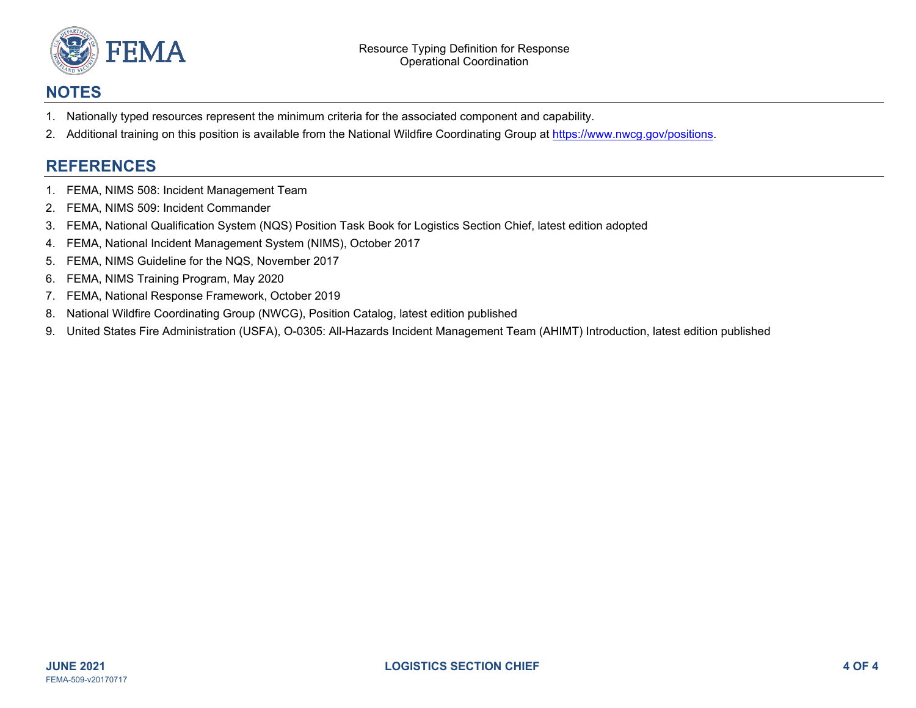## NOTES

1. Nationally typed resources represent the minimum criteria for the associated component and capability.
2. Additional training on this position is available from the National Wildfire Coordinating Group at https://www.nwcg.gov/positions.

## REFERENCES

1. FEMA, NIMS 508: Incident Management Team
2. FEMA, NIMS 509: Incident Commander
3. FEMA, National Qualification System (NQS) Position Task Book for Logistics Section Chief, latest edition adopted
4. FEMA, National Incident Management System (NIMS), October 2017
5. FEMA, NIMS Guideline for the NQS, November 2017
6. FEMA, NIMS Training Program, May 2020
7. FEMA, National Response Framework, October 2019
8. National Wildfire Coordinating Group (NWCG), Position Catalog, latest edition published
9. United States Fire Administration (USFA), O-0305: All-Hazards Incident Management Team (AHIMT) Introduction, latest edition published